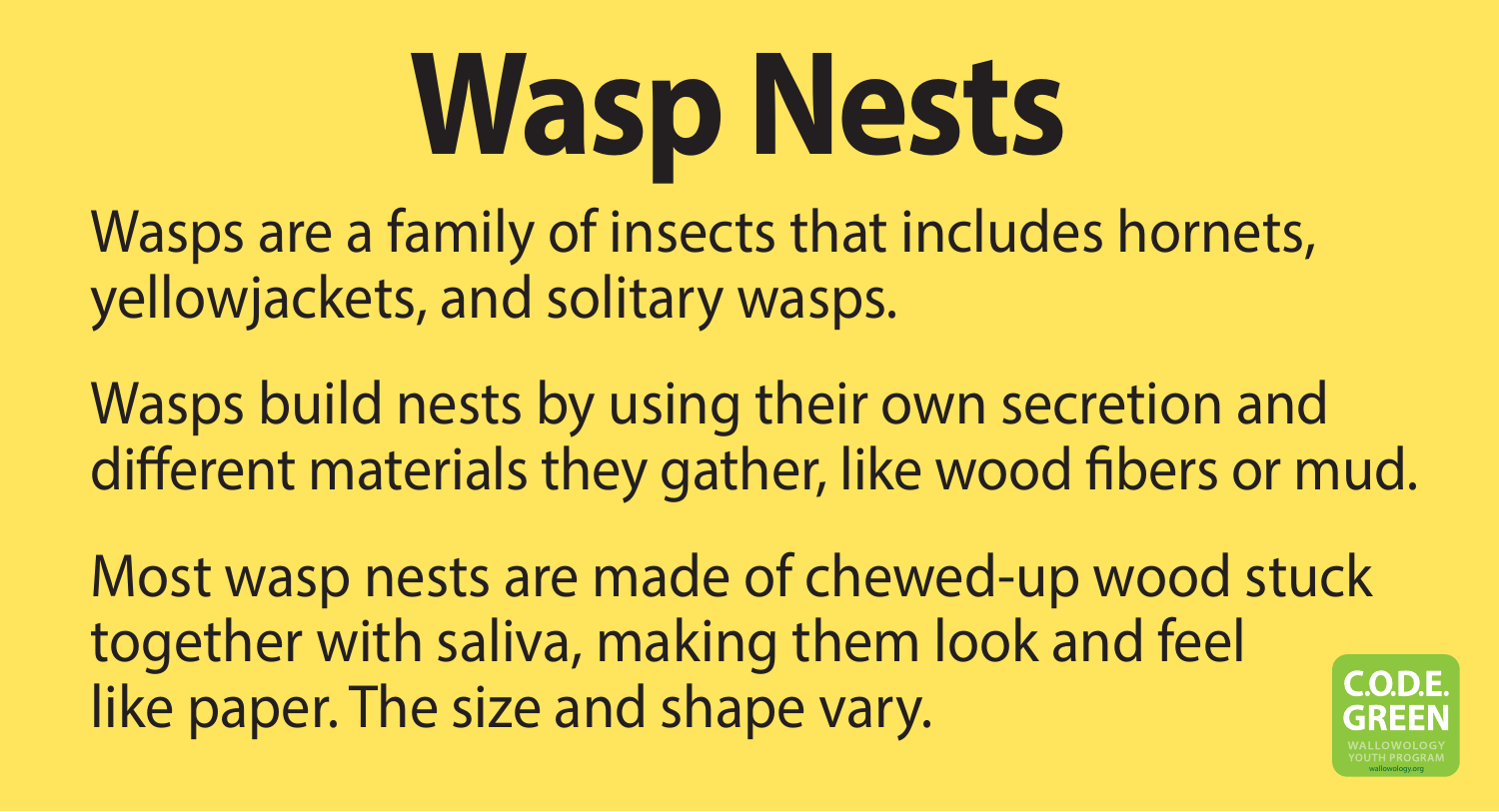# Wasp Nests

Wasps are a family of insects that includes hornets, yellowjackets, and solitary wasps.

Wasps build nests by using their own secretion and different materials they gather, like wood fibers or mud.

Most wasp nests are made of chewed-up wood stuck together with saliva, making them look and feel like paper. The size and shape vary.

C.O.D.E. GREEN
WALLOWOLOGY YOUTH PROGRAM
wallowology.org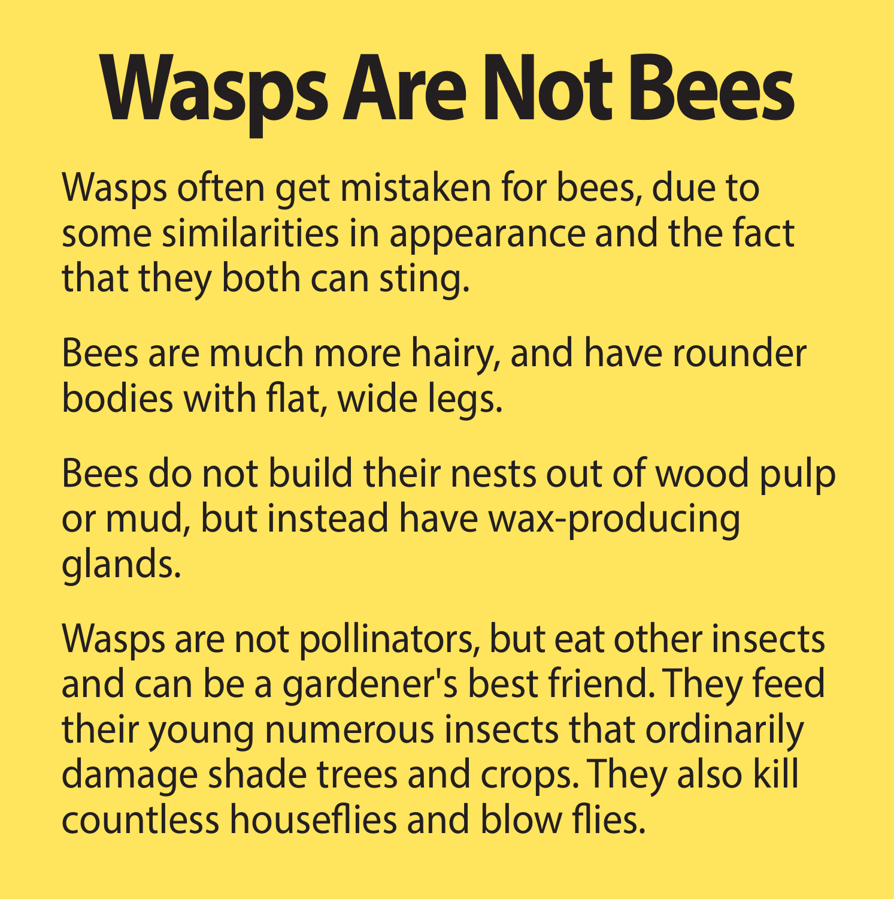# Wasps Are Not Bees

Wasps often get mistaken for bees, due to some similarities in appearance and the fact that they both can sting.

Bees are much more hairy, and have rounder bodies with flat, wide legs.

Bees do not build their nests out of wood pulp or mud, but instead have wax-producing glands.

Wasps are not pollinators, but eat other insects and can be a gardener's best friend. They feed their young numerous insects that ordinarily damage shade trees and crops. They also kill countless houseflies and blow flies.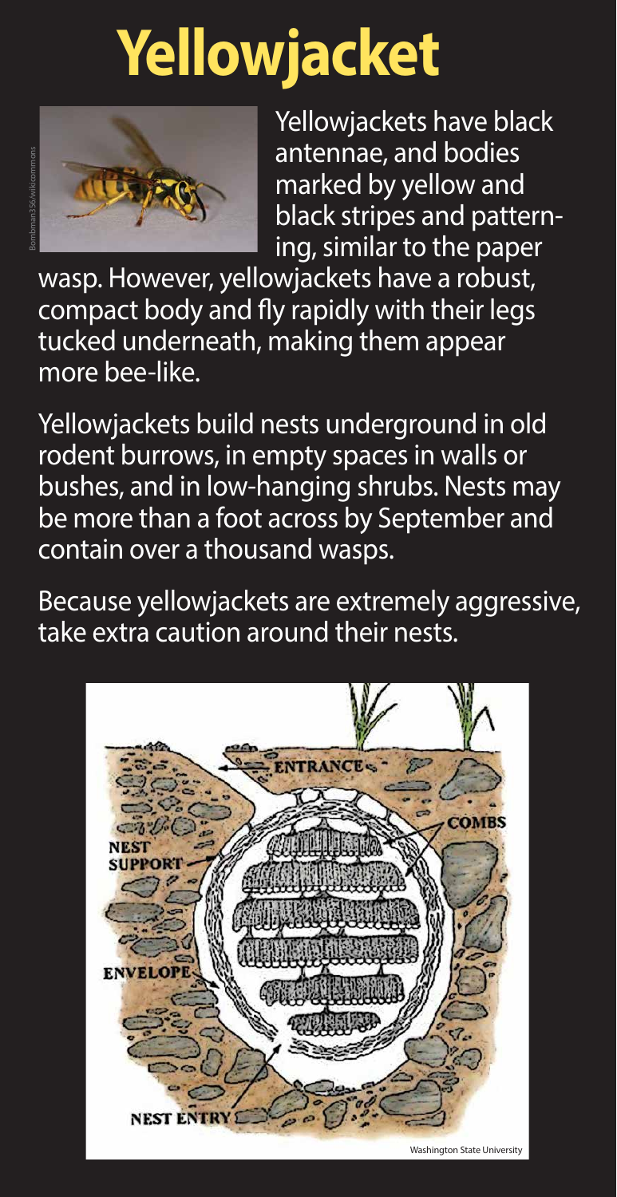# Yellowjacket

Yellowjackets have black antennae, and bodies marked by yellow and black stripes and patterning, similar to the paper wasp. However, yellowjackets have a robust, compact body and fly rapidly with their legs tucked underneath, making them appear more bee-like.

Yellowjackets build nests underground in old rodent burrows, in empty spaces in walls or bushes, and in low-hanging shrubs. Nests may be more than a foot across by September and contain over a thousand wasps.

Because yellowjackets are extremely aggressive, take extra caution around their nests.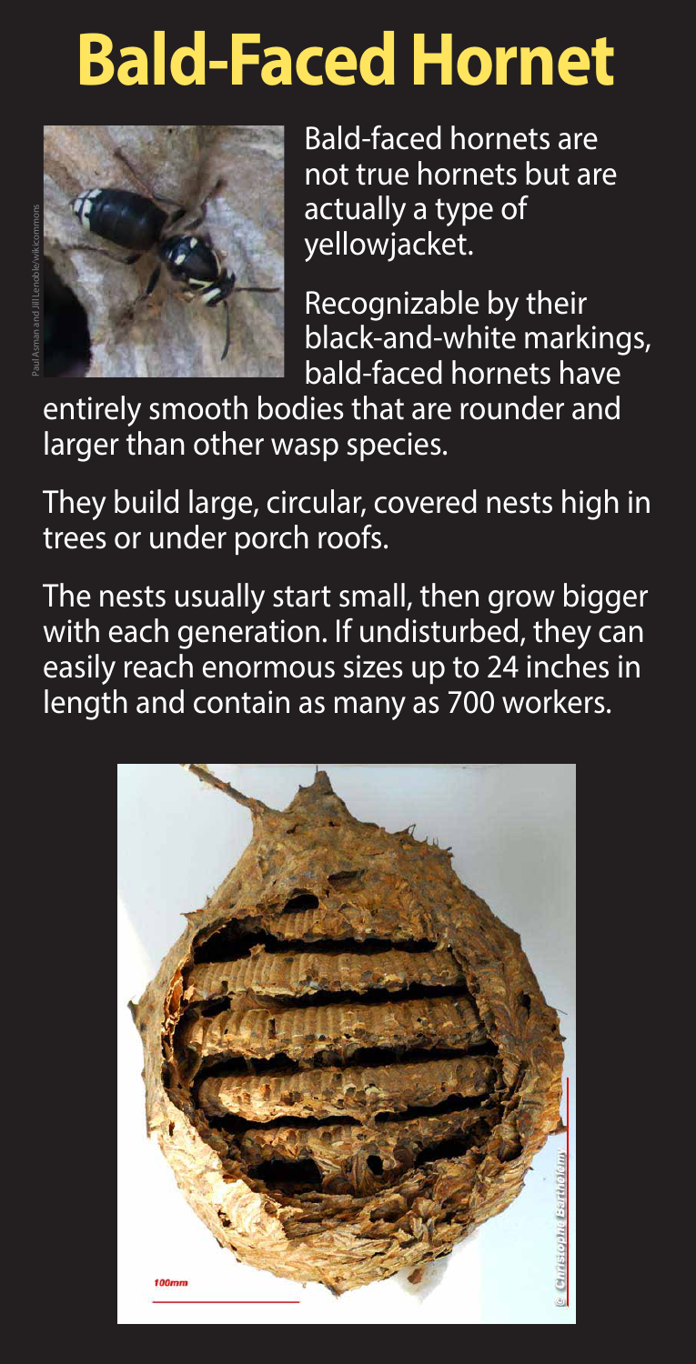# Bald-Faced Hornet

Bald-faced hornets are not true hornets but are actually a type of yellowjacket.

Recognizable by their black-and-white markings, bald-faced hornets have entirely smooth bodies that are rounder and larger than other wasp species.

They build large, circular, covered nests high in trees or under porch roofs.

The nests usually start small, then grow bigger with each generation. If undisturbed, they can easily reach enormous sizes up to 24 inches in length and contain as many as 700 workers.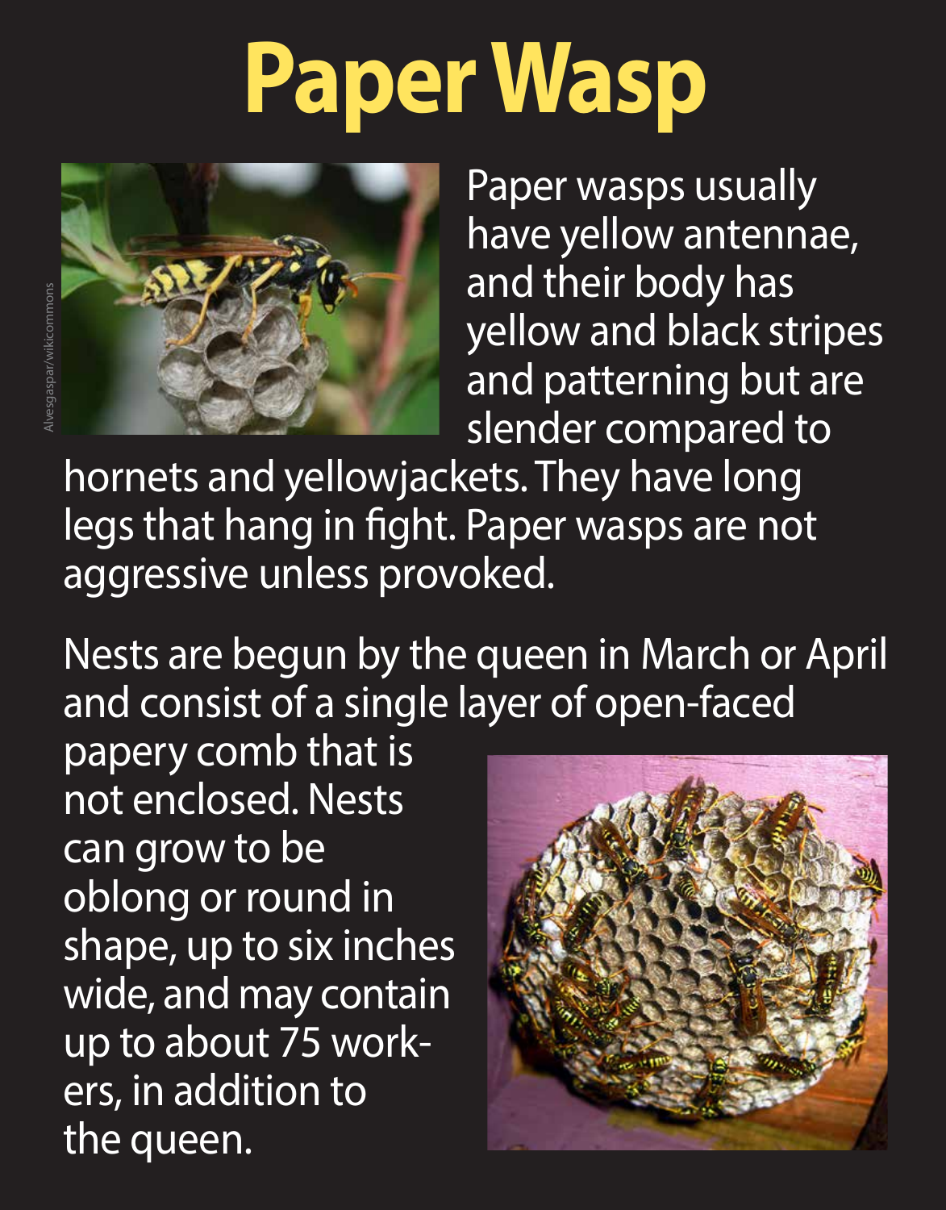# Paper Wasp

Alvesgaspar/wikicommons

Paper wasps usually have yellow antennae, and their body has yellow and black stripes and patterning but are slender compared to hornets and yellowjackets. They have long legs that hang in fight. Paper wasps are not aggressive unless provoked.

Nests are begun by the queen in March or April and consist of a single layer of open-faced papery comb that is not enclosed. Nests can grow to be oblong or round in shape, up to six inches wide, and may contain up to about 75 workers, in addition to the queen.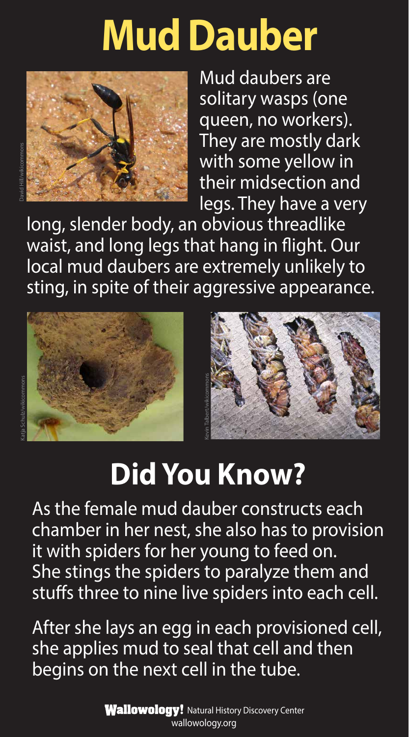# Mud Dauber

Mud daubers are solitary wasps (one queen, no workers). They are mostly dark with some yellow in their midsection and legs. They have a very long, slender body, an obvious threadlike waist, and long legs that hang in flight. Our local mud daubers are extremely unlikely to sting, in spite of their aggressive appearance.

David Hill/wikicommons

Katja Schulz/wikicommons

Kevin Talbert/wikicommons

# Did You Know?

As the female mud dauber constructs each chamber in her nest, she also has to provision it with spiders for her young to feed on. She stings the spiders to paralyze them and stuffs three to nine live spiders into each cell.

After she lays an egg in each provisioned cell, she applies mud to seal that cell and then begins on the next cell in the tube.

**Wallowology!** Natural History Discovery Center
wallowology.org